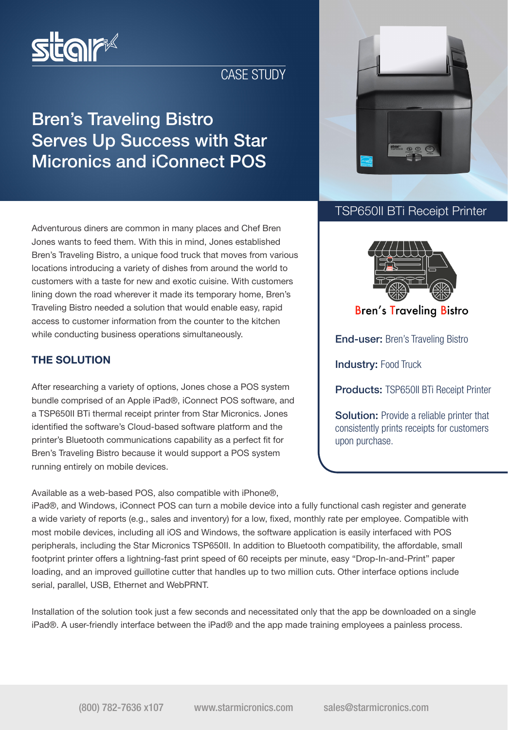CASE STUDY

# Bren's Traveling Bistro Serves Up Success with Star Micronics and iConnect POS

Adventurous diners are common in many places and Chef Bren Jones wants to feed them. With this in mind, Jones established Bren's Traveling Bistro, a unique food truck that moves from various locations introducing a variety of dishes from around the world to customers with a taste for new and exotic cuisine. With customers lining down the road wherever it made its temporary home, Bren's Traveling Bistro needed a solution that would enable easy, rapid access to customer information from the counter to the kitchen while conducting business operations simultaneously.

## THE SOLUTION

After researching a variety of options, Jones chose a POS system bundle comprised of an Apple iPad®, iConnect POS software, and a TSP650II BTi thermal receipt printer from Star Micronics. Jones identified the software's Cloud-based software platform and the printer's Bluetooth communications capability as a perfect fit for Bren's Traveling Bistro because it would support a POS system running entirely on mobile devices.

TSP650II BTi Receipt Printer

Bren's Traveling Bistro

**End-user:** Bren's Traveling Bistro

**Industry:** Food Truck

**Products:** TSP650II BTi Receipt Printer

**Solution:** Provide a reliable printer that consistently prints receipts for customers upon purchase.

Available as a web-based POS, also compatible with iPhone®, iPad®, and Windows, iConnect POS can turn a mobile device into a fully functional cash register and generate a wide variety of reports (e.g., sales and inventory) for a low, fixed, monthly rate per employee. Compatible with most mobile devices, including all iOS and Windows, the software application is easily interfaced with POS peripherals, including the Star Micronics TSP650II. In addition to Bluetooth compatibility, the affordable, small footprint printer offers a lightning-fast print speed of 60 receipts per minute, easy "Drop-In-and-Print" paper loading, and an improved guillotine cutter that handles up to two million cuts. Other interface options include serial, parallel, USB, Ethernet and WebPRNT.

Installation of the solution took just a few seconds and necessitated only that the app be downloaded on a single iPad®. A user-friendly interface between the iPad® and the app made training employees a painless process.

(800) 782-7636 x107 www.starmicronics.com sales@starmicronics.com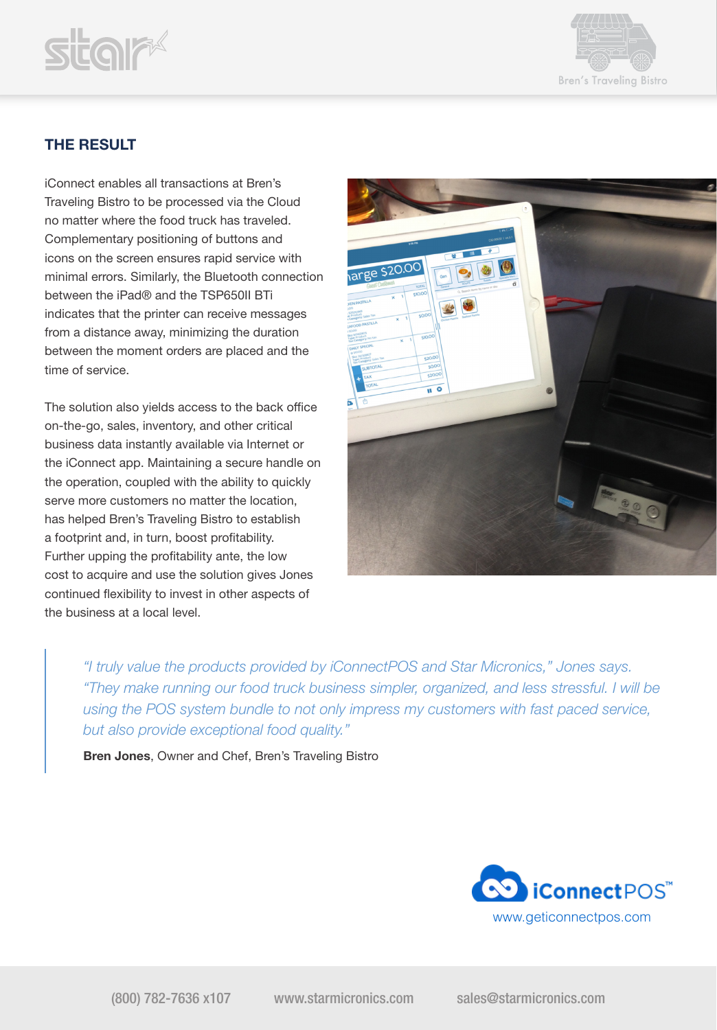## THE RESULT

iConnect enables all transactions at Bren's Traveling Bistro to be processed via the Cloud no matter where the food truck has traveled. Complementary positioning of buttons and icons on the screen ensures rapid service with minimal errors. Similarly, the Bluetooth connection between the iPad® and the TSP650II BTi indicates that the printer can receive messages from a distance away, minimizing the duration between the moment orders are placed and the time of service.

The solution also yields access to the back office on-the-go, sales, inventory, and other critical business data instantly available via Internet or the iConnect app. Maintaining a secure handle on the operation, coupled with the ability to quickly serve more customers no matter the location, has helped Bren's Traveling Bistro to establish a footprint and, in turn, boost profitability. Further upping the profitability ante, the low cost to acquire and use the solution gives Jones continued flexibility to invest in other aspects of the business at a local level.

> *"I truly value the products provided by iConnectPOS and Star Micronics," Jones says. "They make running our food truck business simpler, organized, and less stressful. I will be using the POS system bundle to not only impress my customers with fast paced service, but also provide exceptional food quality."*
>
> **Bren Jones**, Owner and Chef, Bren's Traveling Bistro

iConnectPOS™
www.geticonnectpos.com

(800) 782-7636 x107 www.starmicronics.com sales@starmicronics.com